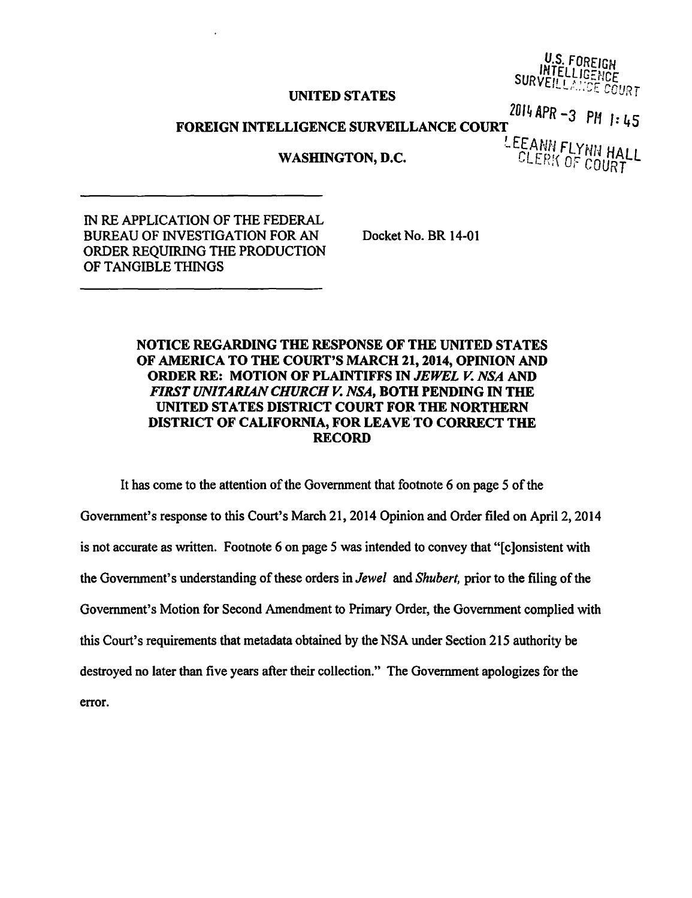U.S. FOREIGN INTELLIGENCE SURVEILLANCE COURT

2014 APR -3 PM 1:45

LEEANN FLYNN HALL CLERK OF COURT

**UNITED STATES**

**FOREIGN INTELLIGENCE SURVEILLANCE COURT**

**WASHINGTON, D.C.**

IN RE APPLICATION OF THE FEDERAL BUREAU OF INVESTIGATION FOR AN ORDER REQUIRING THE PRODUCTION OF TANGIBLE THINGS

Docket No. BR 14-01

**NOTICE REGARDING THE RESPONSE OF THE UNITED STATES OF AMERICA TO THE COURT'S MARCH 21, 2014, OPINION AND ORDER RE: MOTION OF PLAINTIFFS IN *JEWEL V. NSA* AND *FIRST UNITARIAN CHURCH V. NSA*, BOTH PENDING IN THE UNITED STATES DISTRICT COURT FOR THE NORTHERN DISTRICT OF CALIFORNIA, FOR LEAVE TO CORRECT THE RECORD**

It has come to the attention of the Government that footnote 6 on page 5 of the Government's response to this Court's March 21, 2014 Opinion and Order filed on April 2, 2014 is not accurate as written. Footnote 6 on page 5 was intended to convey that "[c]onsistent with the Government's understanding of these orders in *Jewel* and *Shubert,* prior to the filing of the Government's Motion for Second Amendment to Primary Order, the Government complied with this Court's requirements that metadata obtained by the NSA under Section 215 authority be destroyed no later than five years after their collection." The Government apologizes for the error.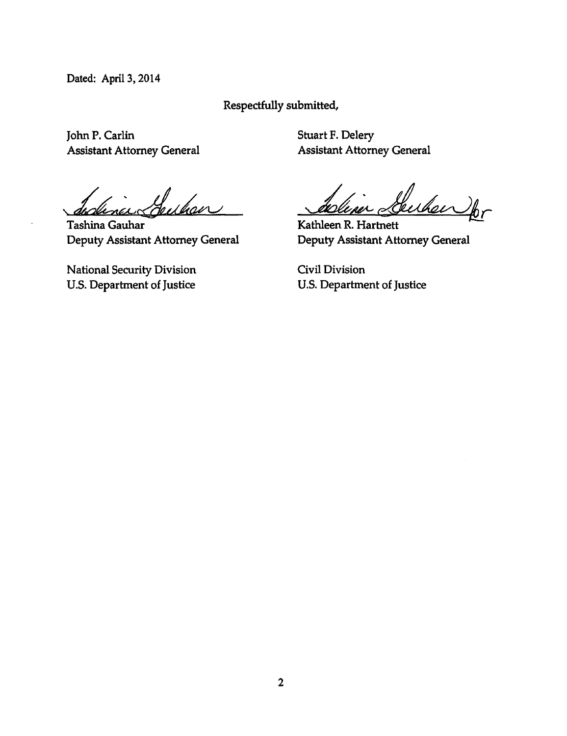Dated: April 3, 2014

Respectfully submitted,

John P. Carlin
Assistant Attorney General

Tashina Gauhar
Deputy Assistant Attorney General

National Security Division
U.S. Department of Justice

Stuart F. Delery
Assistant Attorney General

Kathleen R. Hartnett
Deputy Assistant Attorney General

Civil Division
U.S. Department of Justice